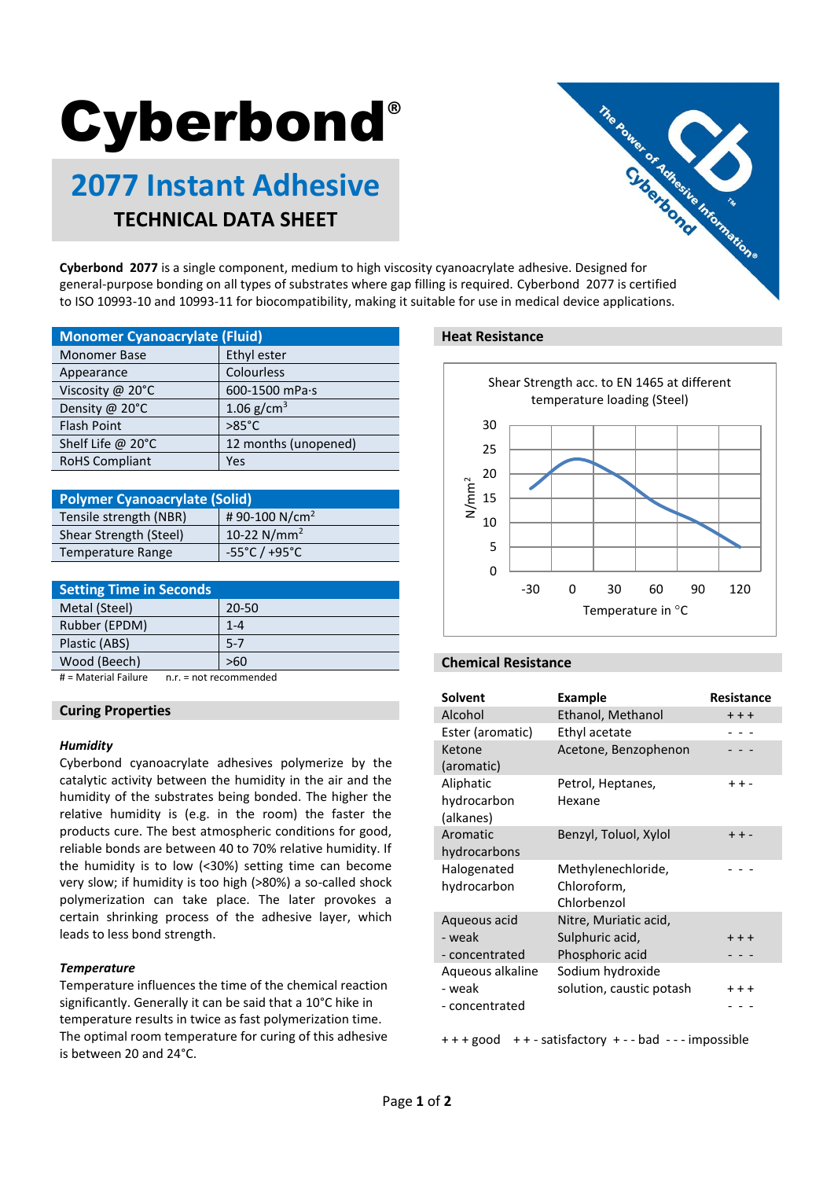# Cyberbond®

## 2077 Instant Adhesive

### TECHNICAL DATA SHEET

**Cyberbond 2077** is a single component, medium to high viscosity cyanoacrylate adhesive. Designed for general-purpose bonding on all types of substrates where gap filling is required. Cyberbond 2077 is certified to ISO 10993-10 and 10993-11 for biocompatibility, making it suitable for use in medical device applications.

| Monomer Cyanoacrylate (Fluid) | |
|---|---|
| Monomer Base | Ethyl ester |
| Appearance | Colourless |
| Viscosity @ 20°C | 600-1500 mPa·s |
| Density @ 20°C | 1.06 g/cm$^3$ |
| Flash Point | >85°C |
| Shelf Life @ 20°C | 12 months (unopened) |
| RoHS Compliant | Yes |

| Polymer Cyanoacrylate (Solid) | |
|---|---|
| Tensile strength (NBR) | # 90-100 N/cm$^2$ |
| Shear Strength (Steel) | 10-22 N/mm$^2$ |
| Temperature Range | -55°C / +95°C |

| Setting Time in Seconds | |
|---|---|
| Metal (Steel) | 20-50 |
| Rubber (EPDM) | 1-4 |
| Plastic (ABS) | 5-7 |
| Wood (Beech) | >60 |

\# = Material Failure    n.r. = not recommended

## Curing Properties

***Humidity***

Cyberbond cyanoacrylate adhesives polymerize by the catalytic activity between the humidity in the air and the humidity of the substrates being bonded. The higher the relative humidity is (e.g. in the room) the faster the products cure. The best atmospheric conditions for good, reliable bonds are between 40 to 70% relative humidity. If the humidity is to low (<30%) setting time can become very slow; if humidity is too high (>80%) a so-called shock polymerization can take place. The later provokes a certain shrinking process of the adhesive layer, which leads to less bond strength.

***Temperature***

Temperature influences the time of the chemical reaction significantly. Generally it can be said that a 10°C hike in temperature results in twice as fast polymerization time. The optimal room temperature for curing of this adhesive is between 20 and 24°C.

## Heat Resistance

Shear Strength acc. to EN 1465 at different temperature loading (Steel)

Y-axis: N/mm$^2$ (0–30); X-axis: Temperature in °C (-30 to 120)

## Chemical Resistance

| Solvent | Example | Resistance |
|---|---|---|
| Alcohol | Ethanol, Methanol | + + + |
| Ester (aromatic) | Ethyl acetate | - - - |
| Ketone (aromatic) | Acetone, Benzophenon | - - - |
| Aliphatic hydrocarbon (alkanes) | Petrol, Heptanes, Hexane | + + - |
| Aromatic hydrocarbons | Benzyl, Toluol, Xylol | + + - |
| Halogenated hydrocarbon | Methylenechloride, Chloroform, Chlorbenzol | - - - |
| Aqueous acid - weak | Nitre, Muriatic acid, Sulphuric acid, | + + + |
| - concentrated | Phosphoric acid | - - - |
| Aqueous alkaline - weak | Sodium hydroxide solution, caustic potash | + + + |
| - concentrated | | - - - |

+ + + good    + + - satisfactory    + - - bad    - - - impossible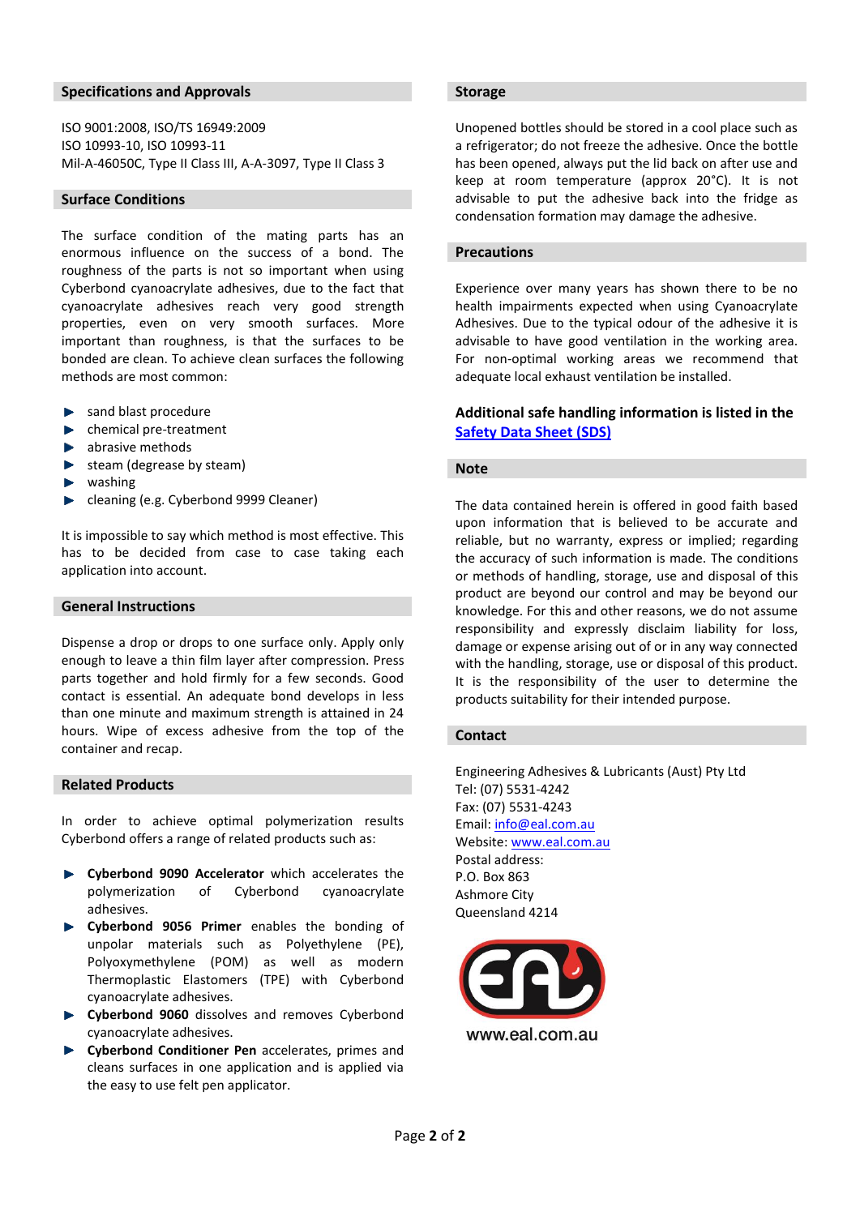## Specifications and Approvals

ISO 9001:2008, ISO/TS 16949:2009
ISO 10993-10, ISO 10993-11
Mil-A-46050C, Type II Class III, A-A-3097, Type II Class 3

## Surface Conditions

The surface condition of the mating parts has an enormous influence on the success of a bond. The roughness of the parts is not so important when using Cyberbond cyanoacrylate adhesives, due to the fact that cyanoacrylate adhesives reach very good strength properties, even on very smooth surfaces. More important than roughness, is that the surfaces to be bonded are clean. To achieve clean surfaces the following methods are most common:

- sand blast procedure
- chemical pre-treatment
- abrasive methods
- steam (degrease by steam)
- washing
- cleaning (e.g. Cyberbond 9999 Cleaner)

It is impossible to say which method is most effective. This has to be decided from case to case taking each application into account.

## General Instructions

Dispense a drop or drops to one surface only. Apply only enough to leave a thin film layer after compression. Press parts together and hold firmly for a few seconds. Good contact is essential. An adequate bond develops in less than one minute and maximum strength is attained in 24 hours. Wipe of excess adhesive from the top of the container and recap.

## Related Products

In order to achieve optimal polymerization results Cyberbond offers a range of related products such as:

- **Cyberbond 9090 Accelerator** which accelerates the polymerization of Cyberbond cyanoacrylate adhesives.
- **Cyberbond 9056 Primer** enables the bonding of unpolar materials such as Polyethylene (PE), Polyoxymethylene (POM) as well as modern Thermoplastic Elastomers (TPE) with Cyberbond cyanoacrylate adhesives.
- **Cyberbond 9060** dissolves and removes Cyberbond cyanoacrylate adhesives.
- **Cyberbond Conditioner Pen** accelerates, primes and cleans surfaces in one application and is applied via the easy to use felt pen applicator.

## Storage

Unopened bottles should be stored in a cool place such as a refrigerator; do not freeze the adhesive. Once the bottle has been opened, always put the lid back on after use and keep at room temperature (approx 20°C). It is not advisable to put the adhesive back into the fridge as condensation formation may damage the adhesive.

## Precautions

Experience over many years has shown there to be no health impairments expected when using Cyanoacrylate Adhesives. Due to the typical odour of the adhesive it is advisable to have good ventilation in the working area. For non-optimal working areas we recommend that adequate local exhaust ventilation be installed.

### Additional safe handling information is listed in the Safety Data Sheet (SDS)

## Note

The data contained herein is offered in good faith based upon information that is believed to be accurate and reliable, but no warranty, express or implied; regarding the accuracy of such information is made. The conditions or methods of handling, storage, use and disposal of this product are beyond our control and may be beyond our knowledge. For this and other reasons, we do not assume responsibility and expressly disclaim liability for loss, damage or expense arising out of or in any way connected with the handling, storage, use or disposal of this product. It is the responsibility of the user to determine the products suitability for their intended purpose.

## Contact

Engineering Adhesives & Lubricants (Aust) Pty Ltd
Tel: (07) 5531-4242
Fax: (07) 5531-4243
Email: info@eal.com.au
Website: www.eal.com.au
Postal address:
P.O. Box 863
Ashmore City
Queensland 4214

www.eal.com.au